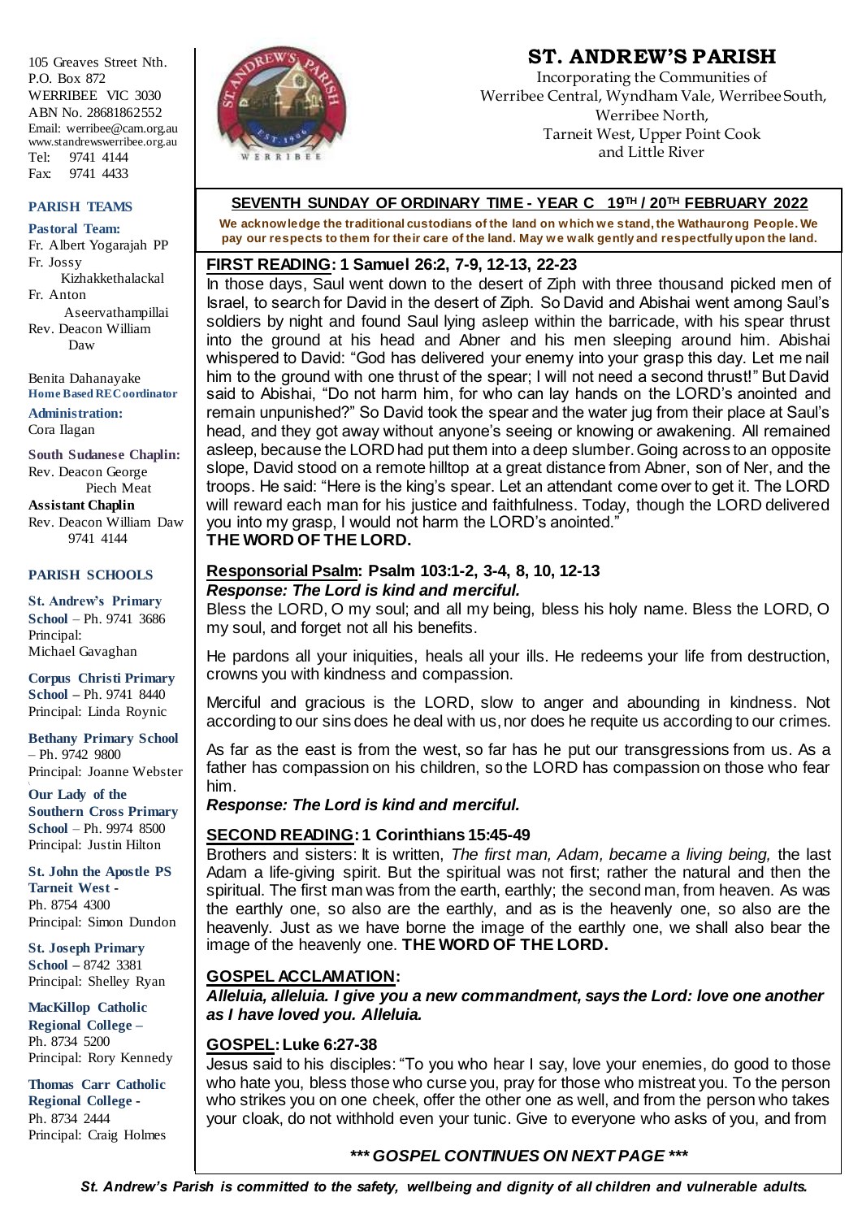# ST. ANDREW'S PARISH

Incorporating the Communities of Werribee Central, Wyndham Vale, Werribee South, Werribee North, Tarneit West, Upper Point Cook and Little River

105 Greaves Street Nth.
P.O. Box 872
WERRIBEE VIC 3030
ABN No. 28681862552
Email: werribee@cam.org.au
www.standrewswerribee.org.au
Tel: 9741 4144
Fax: 9741 4433

## PARISH TEAMS

**Pastoral Team:**
Fr. Albert Yogarajah PP
Fr. Jossy Kizhakkethalackal
Fr. Anton Aseervathampillai
Rev. Deacon William Daw

Benita Dahanayake
**Home Based REC oordinator**

**Administration:**
Cora Ilagan

**South Sudanese Chaplin:**
Rev. Deacon George Piech Meat
**Assistant Chaplin**
Rev. Deacon William Daw
9741 4144

## PARISH SCHOOLS

**St. Andrew's Primary School** – Ph. 9741 3686
Principal: Michael Gavaghan

**Corpus Christi Primary School** – Ph. 9741 8440
Principal: Linda Roynic

**Bethany Primary School** – Ph. 9742 9800
Principal: Joanne Webster

**Our Lady of the Southern Cross Primary School** – Ph. 9974 8500
Principal: Justin Hilton

**St. John the Apostle PS Tarneit West** -
Ph. 8754 4300
Principal: Simon Dundon

**St. Joseph Primary School** – 8742 3381
Principal: Shelley Ryan

**MacKillop Catholic Regional College** –
Ph. 8734 5200
Principal: Rory Kennedy

**Thomas Carr Catholic Regional College** -
Ph. 8734 2444
Principal: Craig Holmes

## SEVENTH SUNDAY OF ORDINARY TIME - YEAR C 19TH / 20TH FEBRUARY 2022

**We acknowledge the traditional custodians of the land on which we stand, the Wathaurong People. We pay our respects to them for their care of the land. May we walk gently and respectfully upon the land.**

### FIRST READING: 1 Samuel 26:2, 7-9, 12-13, 22-23

In those days, Saul went down to the desert of Ziph with three thousand picked men of Israel, to search for David in the desert of Ziph. So David and Abishai went among Saul's soldiers by night and found Saul lying asleep within the barricade, with his spear thrust into the ground at his head and Abner and his men sleeping around him. Abishai whispered to David: "God has delivered your enemy into your grasp this day. Let me nail him to the ground with one thrust of the spear; I will not need a second thrust!" But David said to Abishai, "Do not harm him, for who can lay hands on the LORD's anointed and remain unpunished?" So David took the spear and the water jug from their place at Saul's head, and they got away without anyone's seeing or knowing or awakening. All remained asleep, because the LORD had put them into a deep slumber. Going across to an opposite slope, David stood on a remote hilltop at a great distance from Abner, son of Ner, and the troops. He said: "Here is the king's spear. Let an attendant come over to get it. The LORD will reward each man for his justice and faithfulness. Today, though the LORD delivered you into my grasp, I would not harm the LORD's anointed."
**THE WORD OF THE LORD.**

### Responsorial Psalm: Psalm 103:1-2, 3-4, 8, 10, 12-13

***Response: The Lord is kind and merciful.***

Bless the LORD, O my soul; and all my being, bless his holy name. Bless the LORD, O my soul, and forget not all his benefits.

He pardons all your iniquities, heals all your ills. He redeems your life from destruction, crowns you with kindness and compassion.

Merciful and gracious is the LORD, slow to anger and abounding in kindness. Not according to our sins does he deal with us, nor does he requite us according to our crimes.

As far as the east is from the west, so far has he put our transgressions from us. As a father has compassion on his children, so the LORD has compassion on those who fear him.

***Response: The Lord is kind and merciful.***

### SECOND READING: 1 Corinthians 15:45-49

Brothers and sisters: It is written, *The first man, Adam, became a living being,* the last Adam a life-giving spirit. But the spiritual was not first; rather the natural and then the spiritual. The first man was from the earth, earthly; the second man, from heaven. As was the earthly one, so also are the earthly, and as is the heavenly one, so also are the heavenly. Just as we have borne the image of the earthly one, we shall also bear the image of the heavenly one. **THE WORD OF THE LORD.**

### GOSPEL ACCLAMATION:

***Alleluia, alleluia. I give you a new commandment, says the Lord: love one another as I have loved you. Alleluia.***

### GOSPEL: Luke 6:27-38

Jesus said to his disciples: "To you who hear I say, love your enemies, do good to those who hate you, bless those who curse you, pray for those who mistreat you. To the person who strikes you on one cheek, offer the other one as well, and from the person who takes your cloak, do not withhold even your tunic. Give to everyone who asks of you, and from

***\*\*\* GOSPEL CONTINUES ON NEXT PAGE \*\*\****

***St. Andrew's Parish is committed to the safety, wellbeing and dignity of all children and vulnerable adults.***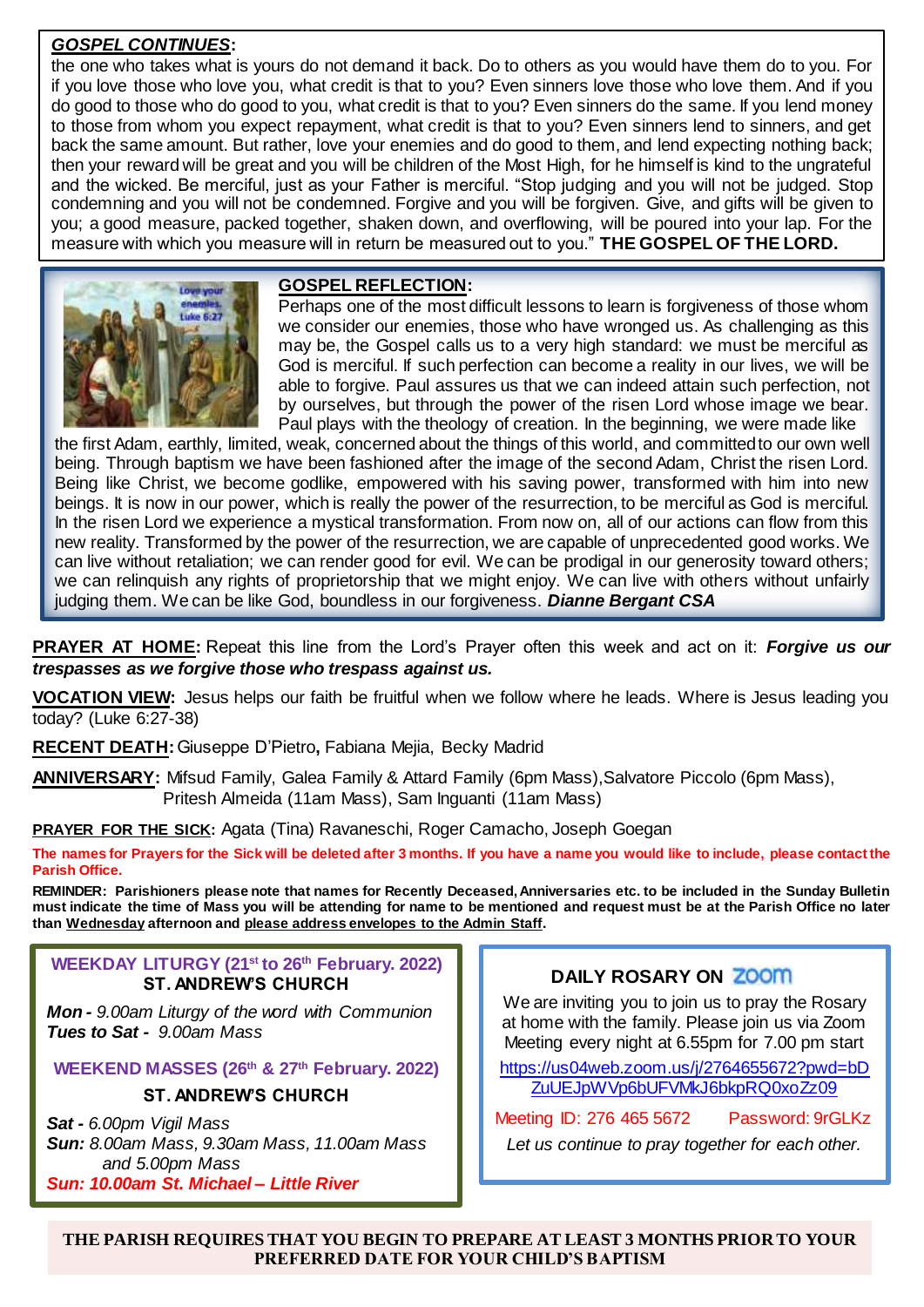**_GOSPEL CONTINUES_:**

the one who takes what is yours do not demand it back. Do to others as you would have them do to you. For if you love those who love you, what credit is that to you? Even sinners love those who love them. And if you do good to those who do good to you, what credit is that to you? Even sinners do the same. If you lend money to those from whom you expect repayment, what credit is that to you? Even sinners lend to sinners, and get back the same amount. But rather, love your enemies and do good to them, and lend expecting nothing back; then your reward will be great and you will be children of the Most High, for he himself is kind to the ungrateful and the wicked. Be merciful, just as your Father is merciful. "Stop judging and you will not be judged. Stop condemning and you will not be condemned. Forgive and you will be forgiven. Give, and gifts will be given to you; a good measure, packed together, shaken down, and overflowing, will be poured into your lap. For the measure with which you measure will in return be measured out to you." **THE GOSPEL OF THE LORD.**

**GOSPEL REFLECTION:**

Perhaps one of the most difficult lessons to learn is forgiveness of those whom we consider our enemies, those who have wronged us. As challenging as this may be, the Gospel calls us to a very high standard: we must be merciful as God is merciful. If such perfection can become a reality in our lives, we will be able to forgive. Paul assures us that we can indeed attain such perfection, not by ourselves, but through the power of the risen Lord whose image we bear. Paul plays with the theology of creation. In the beginning, we were made like the first Adam, earthly, limited, weak, concerned about the things of this world, and committed to our own well being. Through baptism we have been fashioned after the image of the second Adam, Christ the risen Lord. Being like Christ, we become godlike, empowered with his saving power, transformed with him into new beings. It is now in our power, which is really the power of the resurrection, to be merciful as God is merciful. In the risen Lord we experience a mystical transformation. From now on, all of our actions can flow from this new reality. Transformed by the power of the resurrection, we are capable of unprecedented good works. We can live without retaliation; we can render good for evil. We can be prodigal in our generosity toward others; we can relinquish any rights of proprietorship that we might enjoy. We can live with others without unfairly judging them. We can be like God, boundless in our forgiveness. ***Dianne Bergant CSA***

**PRAYER AT HOME:** Repeat this line from the Lord's Prayer often this week and act on it: ***Forgive us our trespasses as we forgive those who trespass against us.***

**VOCATION VIEW:** Jesus helps our faith be fruitful when we follow where he leads. Where is Jesus leading you today? (Luke 6:27-38)

**RECENT DEATH:** Giuseppe D'Pietro, Fabiana Mejia, Becky Madrid

**ANNIVERSARY:** Mifsud Family, Galea Family & Attard Family (6pm Mass), Salvatore Piccolo (6pm Mass), Pritesh Almeida (11am Mass), Sam Inguanti (11am Mass)

**PRAYER FOR THE SICK:** Agata (Tina) Ravaneschi, Roger Camacho, Joseph Goegan

**The names for Prayers for the Sick will be deleted after 3 months. If you have a name you would like to include, please contact the Parish Office.**

**REMINDER: Parishioners please note that names for Recently Deceased, Anniversaries etc. to be included in the Sunday Bulletin must indicate the time of Mass you will be attending for name to be mentioned and request must be at the Parish Office no later than Wednesday afternoon and please address envelopes to the Admin Staff.**

**WEEKDAY LITURGY (21st to 26th February. 2022)**
**ST. ANDREW'S CHURCH**

***Mon -*** *9.00am Liturgy of the word with Communion*
***Tues to Sat -*** *9.00am Mass*

**WEEKEND MASSES (26th & 27th February. 2022)**
**ST. ANDREW'S CHURCH**

***Sat -*** *6.00pm Vigil Mass*
***Sun:*** *8.00am Mass, 9.30am Mass, 11.00am Mass and 5.00pm Mass*
***Sun: 10.00am St. Michael – Little River***

**DAILY ROSARY ON ZOOM**

We are inviting you to join us to pray the Rosary at home with the family. Please join us via Zoom Meeting every night at 6.55pm for 7.00 pm start

https://us04web.zoom.us/j/2764655672?pwd=bDZuUEJpWVp6bUFVMkJ6bkpRQ0xoZz09

Meeting ID: 276 465 5672 Password: 9rGLKz

*Let us continue to pray together for each other.*

**THE PARISH REQUIRES THAT YOU BEGIN TO PREPARE AT LEAST 3 MONTHS PRIOR TO YOUR PREFERRED DATE FOR YOUR CHILD'S BAPTISM**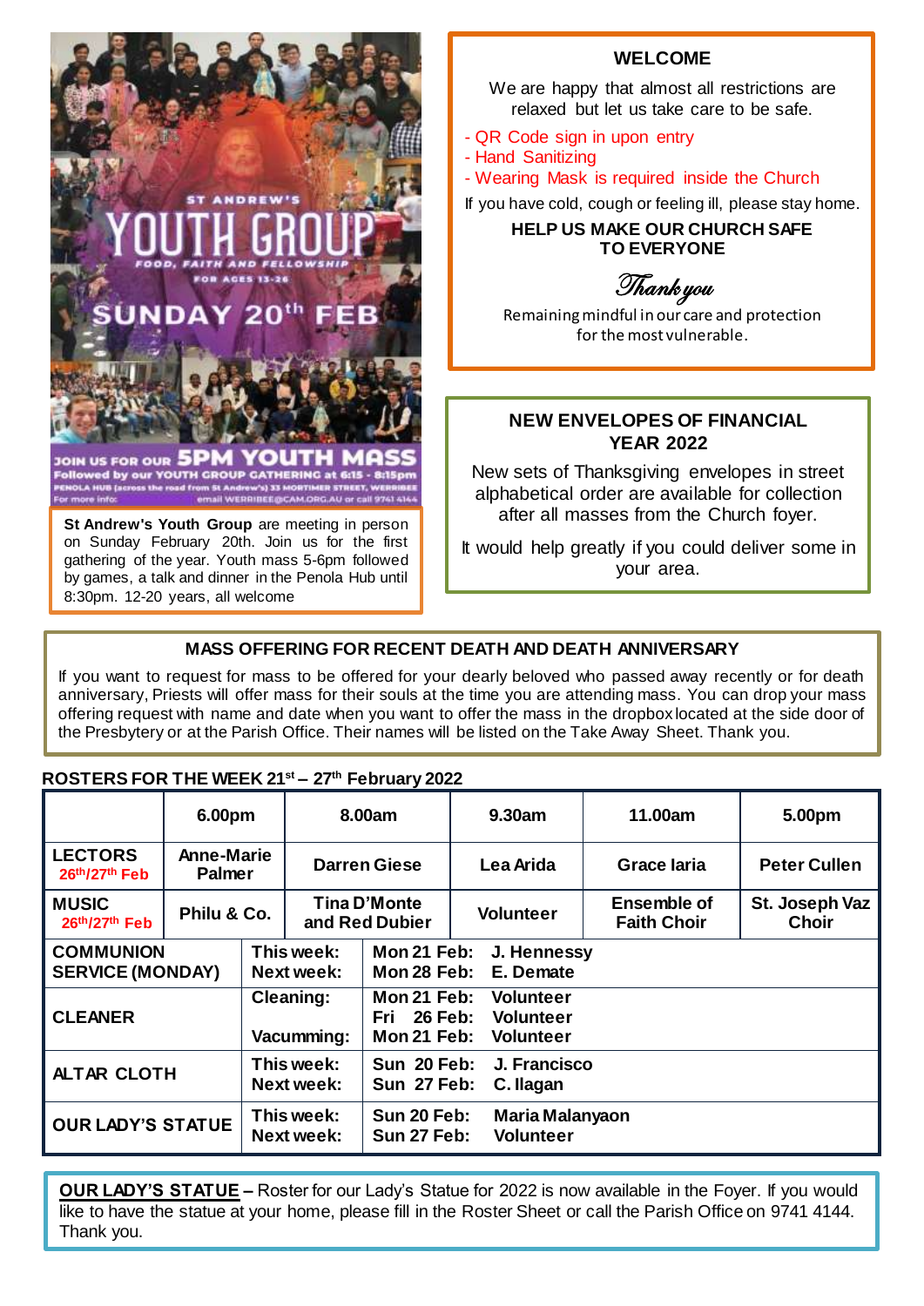ST ANDREW'S

# YOUTH GROUP

FOOD, FAITH AND FELLOWSHIP

FOR AGES 13-26

SUNDAY 20th FEB

JOIN US FOR OUR **5PM YOUTH MASS**

Followed by our YOUTH GROUP GATHERING at 6:15 - 8:15pm

PENOLA HUB (across the road from St Andrew's) 33 MORTIMER STREET, WERRIBEE

For more info: email WERRIBEE@CAM.ORG.AU or call 9741 4144

**St Andrew's Youth Group** are meeting in person on Sunday February 20th. Join us for the first gathering of the year. Youth mass 5-6pm followed by games, a talk and dinner in the Penola Hub until 8:30pm. 12-20 years, all welcome

## WELCOME

We are happy that almost all restrictions are relaxed but let us take care to be safe.

- QR Code sign in upon entry
- Hand Sanitizing
- Wearing Mask is required inside the Church

If you have cold, cough or feeling ill, please stay home.

**HELP US MAKE OUR CHURCH SAFE TO EVERYONE**

*Thank you*

Remaining mindful in our care and protection for the most vulnerable.

## NEW ENVELOPES OF FINANCIAL YEAR 2022

New sets of Thanksgiving envelopes in street alphabetical order are available for collection after all masses from the Church foyer.

It would help greatly if you could deliver some in your area.

## MASS OFFERING FOR RECENT DEATH AND DEATH ANNIVERSARY

If you want to request for mass to be offered for your dearly beloved who passed away recently or for death anniversary, Priests will offer mass for their souls at the time you are attending mass. You can drop your mass offering request with name and date when you want to offer the mass in the dropbox located at the side door of the Presbytery or at the Parish Office. Their names will be listed on the Take Away Sheet. Thank you.

## ROSTERS FOR THE WEEK 21st – 27th February 2022

| | 6.00pm | 8.00am | 9.30am | 11.00am | 5.00pm |
|---|---|---|---|---|---|
| **LECTORS** 26th/27th Feb | **Anne-Marie Palmer** | **Darren Giese** | **Lea Arida** | **Grace Iaria** | **Peter Cullen** |
| **MUSIC** 26th/27th Feb | **Philu & Co.** | **Tina D'Monte and Red Dubier** | **Volunteer** | **Ensemble of Faith Choir** | **St. Joseph Vaz Choir** |

| | | |
|---|---|---|
| **COMMUNION SERVICE (MONDAY)** | This week:<br>Next week: | **Mon 21 Feb: J. Hennessy**<br>**Mon 28 Feb: E. Demate** |
| **CLEANER** | Cleaning:<br><br>Vacumming: | **Mon 21 Feb: Volunteer**<br>**Fri 26 Feb: Volunteer**<br>**Mon 21 Feb: Volunteer** |
| **ALTAR CLOTH** | This week:<br>Next week: | **Sun 20 Feb: J. Francisco**<br>**Sun 27 Feb: C. Ilagan** |
| **OUR LADY'S STATUE** | This week:<br>Next week: | **Sun 20 Feb: Maria Malanyaon**<br>**Sun 27 Feb: Volunteer** |

**OUR LADY'S STATUE** – Roster for our Lady's Statue for 2022 is now available in the Foyer. If you would like to have the statue at your home, please fill in the Roster Sheet or call the Parish Office on 9741 4144. Thank you.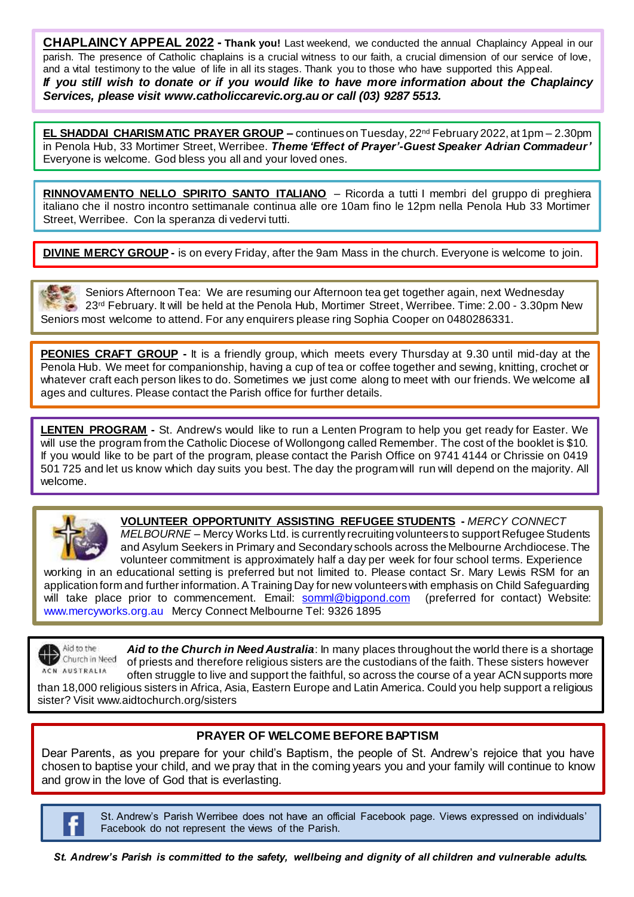**CHAPLAINCY APPEAL 2022** - **Thank you!** Last weekend, we conducted the annual Chaplaincy Appeal in our parish. The presence of Catholic chaplains is a crucial witness to our faith, a crucial dimension of our service of love, and a vital testimony to the value of life in all its stages. Thank you to those who have supported this Appeal.
***If you still wish to donate or if you would like to have more information about the Chaplaincy Services, please visit www.catholiccarevic.org.au or call (03) 9287 5513.***

**EL SHADDAI CHARISMATIC PRAYER GROUP** – continues on Tuesday, 22nd February 2022, at 1pm – 2.30pm in Penola Hub, 33 Mortimer Street, Werribee. ***Theme 'Effect of Prayer'-Guest Speaker Adrian Commadeur'*** Everyone is welcome. God bless you all and your loved ones.

**RINNOVAMENTO NELLO SPIRITO SANTO ITALIANO** – Ricorda a tutti I membri del gruppo di preghiera italiano che il nostro incontro settimanale continua alle ore 10am fino le 12pm nella Penola Hub 33 Mortimer Street, Werribee. Con la speranza di vedervi tutti.

**DIVINE MERCY GROUP** - is on every Friday, after the 9am Mass in the church. Everyone is welcome to join.

Seniors Afternoon Tea: We are resuming our Afternoon tea get together again, next Wednesday 23rd February. It will be held at the Penola Hub, Mortimer Street, Werribee. Time: 2.00 - 3.30pm New Seniors most welcome to attend. For any enquirers please ring Sophia Cooper on 0480286331.

**PEONIES CRAFT GROUP** - It is a friendly group, which meets every Thursday at 9.30 until mid-day at the Penola Hub. We meet for companionship, having a cup of tea or coffee together and sewing, knitting, crochet or whatever craft each person likes to do. Sometimes we just come along to meet with our friends. We welcome all ages and cultures. Please contact the Parish office for further details.

**LENTEN PROGRAM** - St. Andrew's would like to run a Lenten Program to help you get ready for Easter. We will use the program from the Catholic Diocese of Wollongong called Remember. The cost of the booklet is $10. If you would like to be part of the program, please contact the Parish Office on 9741 4144 or Chrissie on 0419 501 725 and let us know which day suits you best. The day the program will run will depend on the majority. All welcome.

**VOLUNTEER OPPORTUNITY ASSISTING REFUGEE STUDENTS** - *MERCY CONNECT MELBOURNE* – Mercy Works Ltd. is currently recruiting volunteers to support Refugee Students and Asylum Seekers in Primary and Secondary schools across the Melbourne Archdiocese. The volunteer commitment is approximately half a day per week for four school terms. Experience working in an educational setting is preferred but not limited to. Please contact Sr. Mary Lewis RSM for an application form and further information. A Training Day for new volunteers with emphasis on Child Safeguarding will take place prior to commencement. Email: somml@bigpond.com (preferred for contact) Website: www.mercyworks.org.au Mercy Connect Melbourne Tel: 9326 1895

Aid to the Church in Need ACN AUSTRALIA

***Aid to the Church in Need Australia***: In many places throughout the world there is a shortage of priests and therefore religious sisters are the custodians of the faith. These sisters however often struggle to live and support the faithful, so across the course of a year ACN supports more than 18,000 religious sisters in Africa, Asia, Eastern Europe and Latin America. Could you help support a religious sister? Visit www.aidtochurch.org/sisters

**PRAYER OF WELCOME BEFORE BAPTISM**

Dear Parents, as you prepare for your child's Baptism, the people of St. Andrew's rejoice that you have chosen to baptise your child, and we pray that in the coming years you and your family will continue to know and grow in the love of God that is everlasting.

St. Andrew's Parish Werribee does not have an official Facebook page. Views expressed on individuals' Facebook do not represent the views of the Parish.

***St. Andrew's Parish is committed to the safety, wellbeing and dignity of all children and vulnerable adults.***